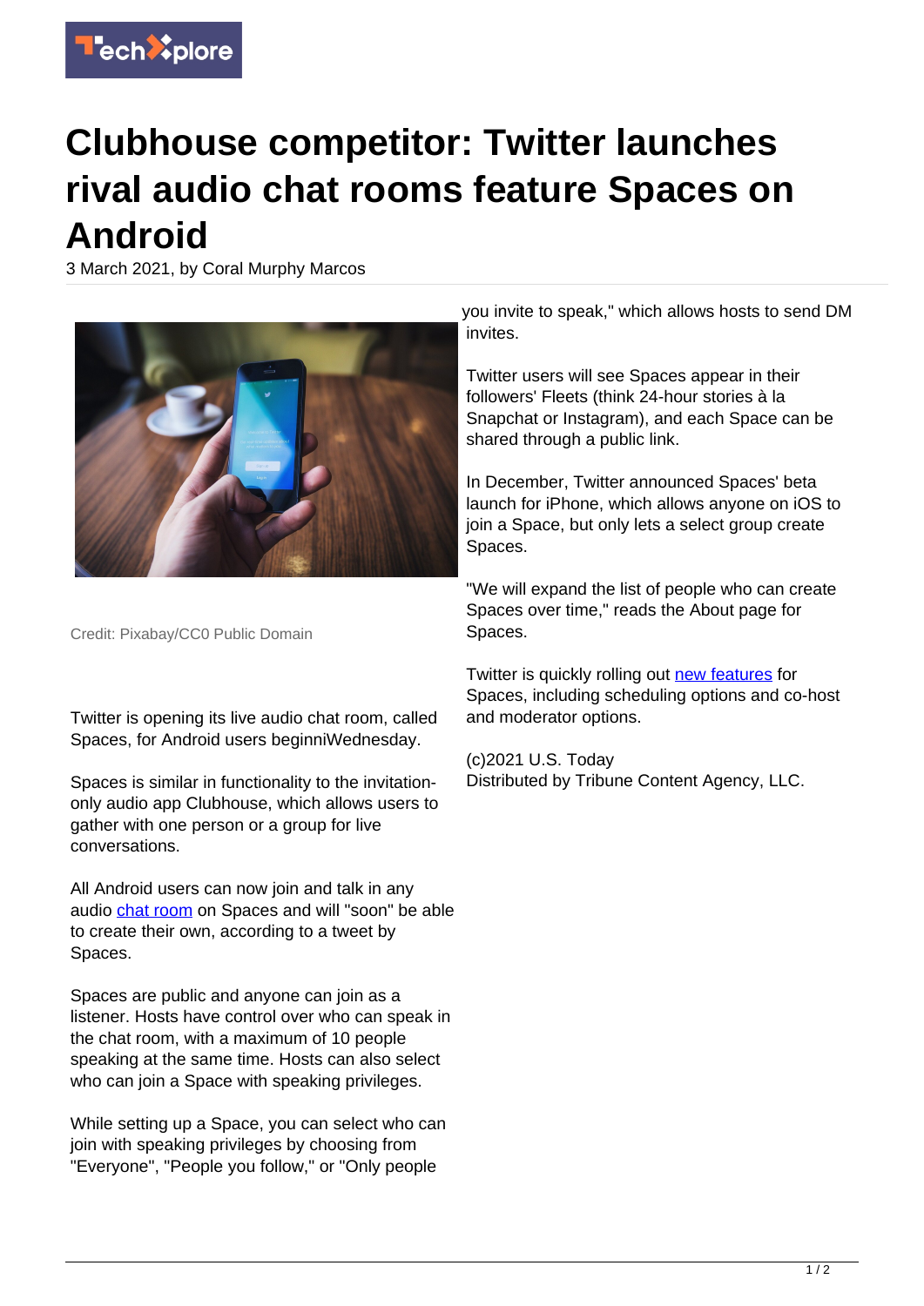# Clubhouse competitor: Twitter launches rival audio chat rooms feature Spaces on Android

3 March 2021, by Coral Murphy Marcos

Credit: Pixabay/CC0 Public Domain

Twitter is opening its live audio chat room, called Spaces, for Android users beginniWednesday.

Spaces is similar in functionality to the invitation-only audio app Clubhouse, which allows users to gather with one person or a group for live conversations.

All Android users can now join and talk in any audio chat room on Spaces and will "soon" be able to create their own, according to a tweet by Spaces.

Spaces are public and anyone can join as a listener. Hosts have control over who can speak in the chat room, with a maximum of 10 people speaking at the same time. Hosts can also select who can join a Space with speaking privileges.

While setting up a Space, you can select who can join with speaking privileges by choosing from "Everyone", "People you follow," or "Only people you invite to speak," which allows hosts to send DM invites.

Twitter users will see Spaces appear in their followers' Fleets (think 24-hour stories à la Snapchat or Instagram), and each Space can be shared through a public link.

In December, Twitter announced Spaces' beta launch for iPhone, which allows anyone on iOS to join a Space, but only lets a select group create Spaces.

"We will expand the list of people who can create Spaces over time," reads the About page for Spaces.

Twitter is quickly rolling out new features for Spaces, including scheduling options and co-host and moderator options.

(c)2021 U.S. Today
Distributed by Tribune Content Agency, LLC.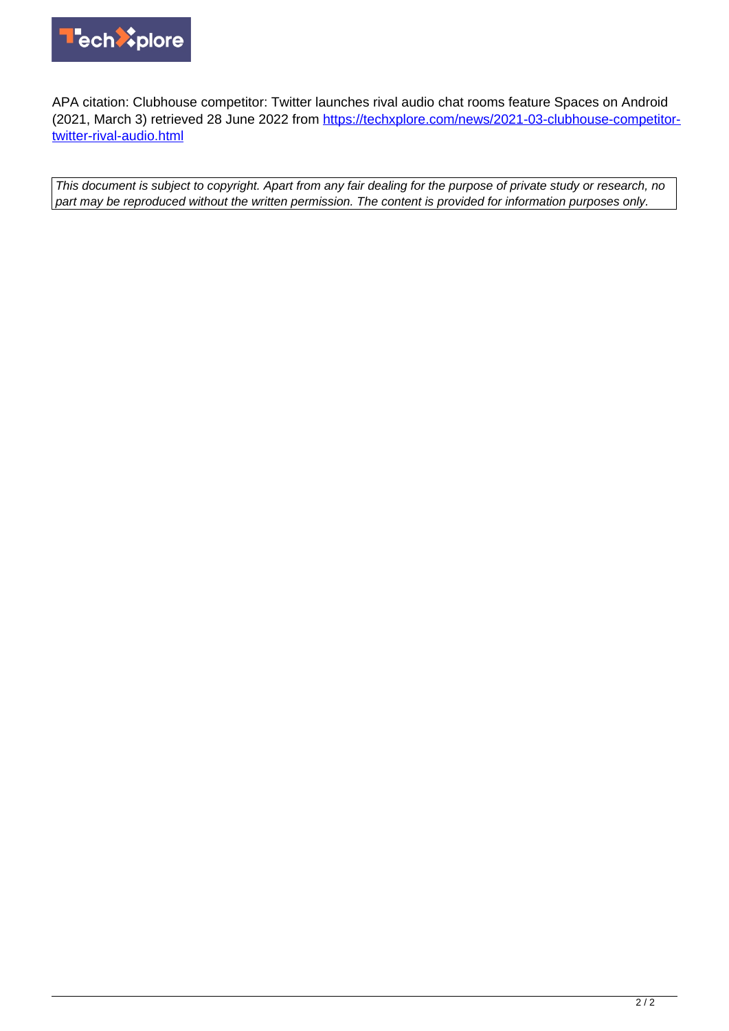APA citation: Clubhouse competitor: Twitter launches rival audio chat rooms feature Spaces on Android (2021, March 3) retrieved 28 June 2022 from https://techxplore.com/news/2021-03-clubhouse-competitor-twitter-rival-audio.html

*This document is subject to copyright. Apart from any fair dealing for the purpose of private study or research, no part may be reproduced without the written permission. The content is provided for information purposes only.*